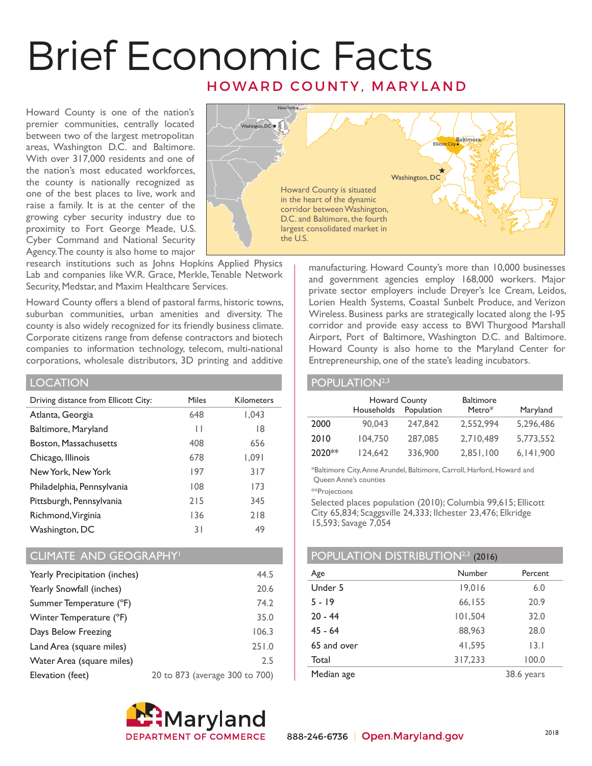# Brief Economic Facts

## HOWARD COUNTY, MARYLAND

Howard County is one of the nation's premier communities, centrally located between two of the largest metropolitan areas, Washington D.C. and Baltimore. With over 317,000 residents and one of the nation's most educated workforces, the county is nationally recognized as one of the best places to live, work and raise a family. It is at the center of the growing cyber security industry due to proximity to Fort George Meade, U.S. Cyber Command and National Security Agency. The county is also home to major research institutions such as Johns Hopkins Applied Physics Lab and companies like W.R. Grace, Merkle, Tenable Network Security, Medstar, and Maxim Healthcare Services.

Howard County is situated in the heart of the dynamic corridor between Washington, D.C. and Baltimore, the fourth largest consolidated market in the U.S.

Howard County offers a blend of pastoral farms, historic towns, suburban communities, urban amenities and diversity. The county is also widely recognized for its friendly business climate. Corporate citizens range from defense contractors and biotech companies to information technology, telecom, multi-national corporations, wholesale distributors, 3D printing and additive manufacturing. Howard County's more than 10,000 businesses and government agencies employ 168,000 workers. Major private sector employers include Dreyer's Ice Cream, Leidos, Lorien Health Systems, Coastal Sunbelt Produce, and Verizon Wireless. Business parks are strategically located along the I-95 corridor and provide easy access to BWI Thurgood Marshall Airport, Port of Baltimore, Washington D.C. and Baltimore. Howard County is also home to the Maryland Center for Entrepreneurship, one of the state's leading incubators.

## LOCATION

| Driving distance from Ellicott City: | Miles | Kilometers |
|---|---|---|
| Atlanta, Georgia | 648 | 1,043 |
| Baltimore, Maryland | 11 | 18 |
| Boston, Massachusetts | 408 | 656 |
| Chicago, Illinois | 678 | 1,091 |
| New York, New York | 197 | 317 |
| Philadelphia, Pennsylvania | 108 | 173 |
| Pittsburgh, Pennsylvania | 215 | 345 |
| Richmond, Virginia | 136 | 218 |
| Washington, DC | 31 | 49 |

## CLIMATE AND GEOGRAPHY[1]

| | |
|---|---|
| Yearly Precipitation (inches) | 44.5 |
| Yearly Snowfall (inches) | 20.6 |
| Summer Temperature (°F) | 74.2 |
| Winter Temperature (°F) | 35.0 |
| Days Below Freezing | 106.3 |
| Land Area (square miles) | 251.0 |
| Water Area (square miles) | 2.5 |
| Elevation (feet) | 20 to 873 (average 300 to 700) |

## POPULATION[2,3]

| | Howard County Households | Howard County Population | Baltimore Metro* | Maryland |
|---|---|---|---|---|
| 2000 | 90,043 | 247,842 | 2,552,994 | 5,296,486 |
| 2010 | 104,750 | 287,085 | 2,710,489 | 5,773,552 |
| 2020** | 124,642 | 336,900 | 2,851,100 | 6,141,900 |

*Baltimore City, Anne Arundel, Baltimore, Carroll, Harford, Howard and Queen Anne's counties

**Projections

Selected places population (2010); Columbia 99,615; Ellicott City 65,834; Scaggsville 24,333; Ilchester 23,476; Elkridge 15,593; Savage 7,054

## POPULATION DISTRIBUTION[2,3] (2016)

| Age | Number | Percent |
|---|---|---|
| Under 5 | 19,016 | 6.0 |
| 5 - 19 | 66,155 | 20.9 |
| 20 - 44 | 101,504 | 32.0 |
| 45 - 64 | 88,963 | 28.0 |
| 65 and over | 41,595 | 13.1 |
| Total | 317,233 | 100.0 |
| Median age | | 38.6 years |

Maryland DEPARTMENT OF COMMERCE

888-246-6736 | Open.Maryland.gov

2018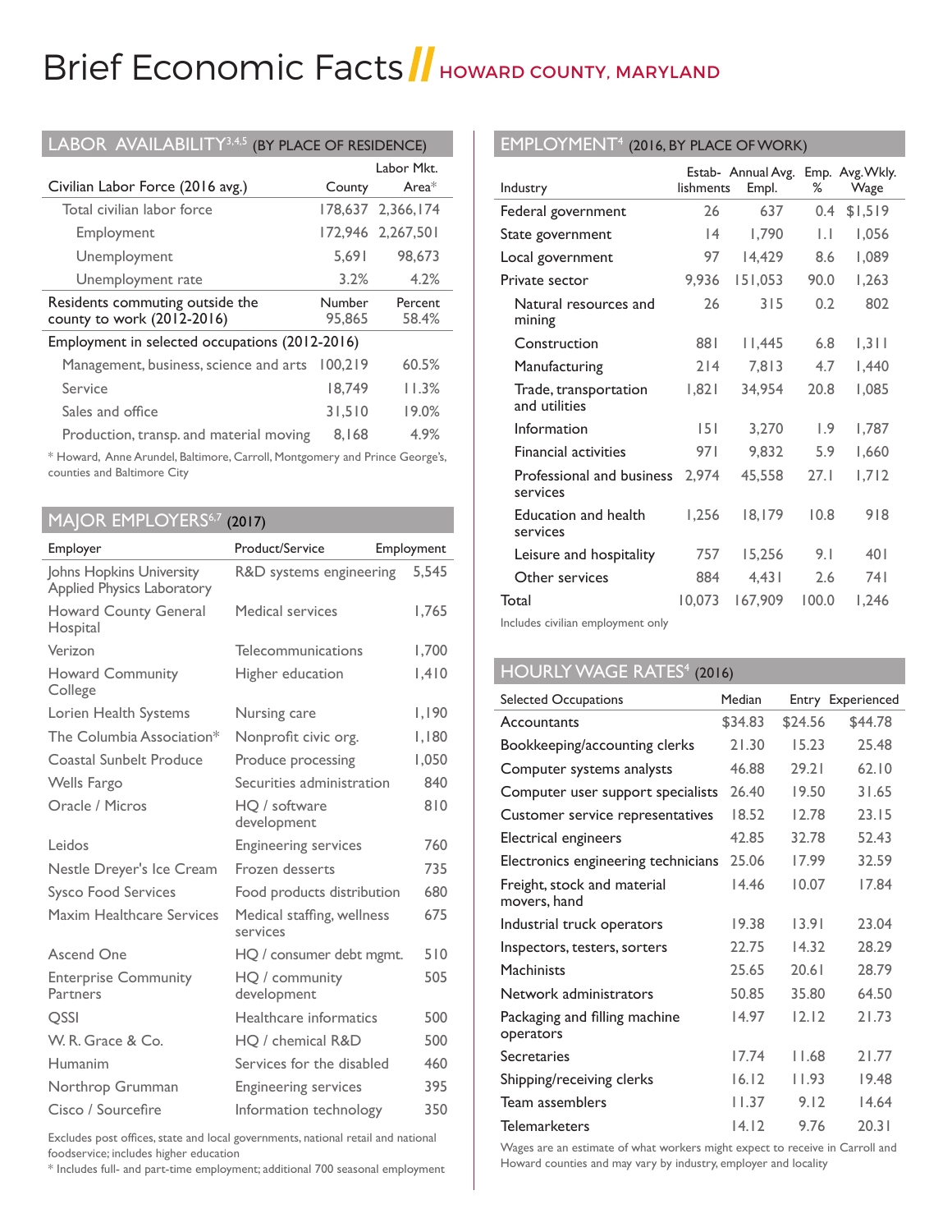# Brief Economic Facts // HOWARD COUNTY, MARYLAND

## LABOR AVAILABILITY[3,4,5] (BY PLACE OF RESIDENCE)

| Civilian Labor Force (2016 avg.) | County | Labor Mkt. Area* |
|---|---|---|
| Total civilian labor force | 178,637 | 2,366,174 |
| Employment | 172,946 | 2,267,501 |
| Unemployment | 5,691 | 98,673 |
| Unemployment rate | 3.2% | 4.2% |

| Residents commuting outside the county to work (2012-2016) | Number | Percent |
|---|---|---|
| | 95,865 | 58.4% |

| Employment in selected occupations (2012-2016) | | |
|---|---|---|
| Management, business, science and arts | 100,219 | 60.5% |
| Service | 18,749 | 11.3% |
| Sales and office | 31,510 | 19.0% |
| Production, transp. and material moving | 8,168 | 4.9% |

* Howard, Anne Arundel, Baltimore, Carroll, Montgomery and Prince George's, counties and Baltimore City

## MAJOR EMPLOYERS[6,7] (2017)

| Employer | Product/Service | Employment |
|---|---|---|
| Johns Hopkins University Applied Physics Laboratory | R&D systems engineering | 5,545 |
| Howard County General Hospital | Medical services | 1,765 |
| Verizon | Telecommunications | 1,700 |
| Howard Community College | Higher education | 1,410 |
| Lorien Health Systems | Nursing care | 1,190 |
| The Columbia Association* | Nonprofit civic org. | 1,180 |
| Coastal Sunbelt Produce | Produce processing | 1,050 |
| Wells Fargo | Securities administration | 840 |
| Oracle / Micros | HQ / software development | 810 |
| Leidos | Engineering services | 760 |
| Nestle Dreyer's Ice Cream | Frozen desserts | 735 |
| Sysco Food Services | Food products distribution | 680 |
| Maxim Healthcare Services | Medical staffing, wellness services | 675 |
| Ascend One | HQ / consumer debt mgmt. | 510 |
| Enterprise Community Partners | HQ / community development | 505 |
| QSSI | Healthcare informatics | 500 |
| W. R. Grace & Co. | HQ / chemical R&D | 500 |
| Humanim | Services for the disabled | 460 |
| Northrop Grumman | Engineering services | 395 |
| Cisco / Sourcefire | Information technology | 350 |

Excludes post offices, state and local governments, national retail and national foodservice; includes higher education

* Includes full- and part-time employment; additional 700 seasonal employment

## EMPLOYMENT[4] (2016, BY PLACE OF WORK)

| Industry | Establishments | Annual Avg. Empl. | Emp. % | Avg. Wkly. Wage |
|---|---|---|---|---|
| Federal government | 26 | 637 | 0.4 | $1,519 |
| State government | 14 | 1,790 | 1.1 | 1,056 |
| Local government | 97 | 14,429 | 8.6 | 1,089 |
| Private sector | 9,936 | 151,053 | 90.0 | 1,263 |
| Natural resources and mining | 26 | 315 | 0.2 | 802 |
| Construction | 881 | 11,445 | 6.8 | 1,311 |
| Manufacturing | 214 | 7,813 | 4.7 | 1,440 |
| Trade, transportation and utilities | 1,821 | 34,954 | 20.8 | 1,085 |
| Information | 151 | 3,270 | 1.9 | 1,787 |
| Financial activities | 971 | 9,832 | 5.9 | 1,660 |
| Professional and business services | 2,974 | 45,558 | 27.1 | 1,712 |
| Education and health services | 1,256 | 18,179 | 10.8 | 918 |
| Leisure and hospitality | 757 | 15,256 | 9.1 | 401 |
| Other services | 884 | 4,431 | 2.6 | 741 |
| Total | 10,073 | 167,909 | 100.0 | 1,246 |

Includes civilian employment only

## HOURLY WAGE RATES[4] (2016)

| Selected Occupations | Median | Entry | Experienced |
|---|---|---|---|
| Accountants | $34.83 | $24.56 | $44.78 |
| Bookkeeping/accounting clerks | 21.30 | 15.23 | 25.48 |
| Computer systems analysts | 46.88 | 29.21 | 62.10 |
| Computer user support specialists | 26.40 | 19.50 | 31.65 |
| Customer service representatives | 18.52 | 12.78 | 23.15 |
| Electrical engineers | 42.85 | 32.78 | 52.43 |
| Electronics engineering technicians | 25.06 | 17.99 | 32.59 |
| Freight, stock and material movers, hand | 14.46 | 10.07 | 17.84 |
| Industrial truck operators | 19.38 | 13.91 | 23.04 |
| Inspectors, testers, sorters | 22.75 | 14.32 | 28.29 |
| Machinists | 25.65 | 20.61 | 28.79 |
| Network administrators | 50.85 | 35.80 | 64.50 |
| Packaging and filling machine operators | 14.97 | 12.12 | 21.73 |
| Secretaries | 17.74 | 11.68 | 21.77 |
| Shipping/receiving clerks | 16.12 | 11.93 | 19.48 |
| Team assemblers | 11.37 | 9.12 | 14.64 |
| Telemarketers | 14.12 | 9.76 | 20.31 |

Wages are an estimate of what workers might expect to receive in Carroll and Howard counties and may vary by industry, employer and locality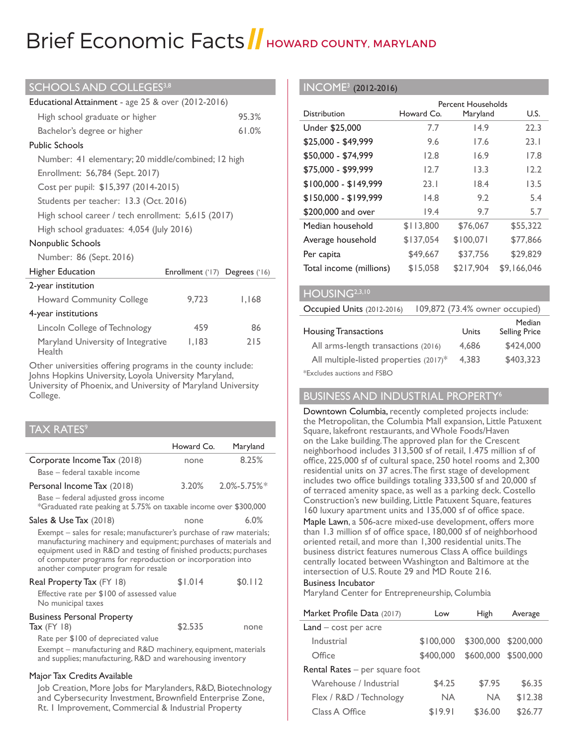# Brief Economic Facts // HOWARD COUNTY, MARYLAND

## SCHOOLS AND COLLEGES[3,8]

**Educational Attainment** - age 25 & over (2012-2016)

| | |
|---|---|
| High school graduate or higher | 95.3% |
| Bachelor's degree or higher | 61.0% |

**Public Schools**

- Number: 41 elementary; 20 middle/combined; 12 high
- Enrollment: 56,784 (Sept. 2017)
- Cost per pupil: $15,397 (2014-2015)
- Students per teacher: 13.3 (Oct. 2016)
- High school career / tech enrollment: 5,615 (2017)
- High school graduates: 4,054 (July 2016)

**Nonpublic Schools**

- Number: 86 (Sept. 2016)

| Higher Education | Enrollment ('17) | Degrees ('16) |
|---|---|---|
| 2-year institution | | |
| Howard Community College | 9,723 | 1,168 |
| 4-year institutions | | |
| Lincoln College of Technology | 459 | 86 |
| Maryland University of Integrative Health | 1,183 | 215 |

Other universities offering programs in the county include: Johns Hopkins University, Loyola University Maryland, University of Phoenix, and University of Maryland University College.

## TAX RATES[9]

| | Howard Co. | Maryland |
|---|---|---|
| Corporate Income Tax (2018) | none | 8.25% |
| Base – federal taxable income | | |
| Personal Income Tax (2018) | 3.20% | 2.0%-5.75%* |
| Base – federal adjusted gross income | | |
| Sales & Use Tax (2018) | none | 6.0% |
| Real Property Tax (FY 18) | $1.014 | $0.112 |
| Business Personal Property Tax (FY 18) | $2.535 | none |

*Graduated rate peaking at 5.75% on taxable income over $300,000

Sales & Use Tax: Exempt – sales for resale; manufacturer's purchase of raw materials; manufacturing machinery and equipment; purchases of materials and equipment used in R&D and testing of finished products; purchases of computer programs for reproduction or incorporation into another computer program for resale

Real Property Tax: Effective rate per $100 of assessed value. No municipal taxes

Business Personal Property Tax: Rate per $100 of depreciated value. Exempt – manufacturing and R&D machinery, equipment, materials and supplies; manufacturing, R&D and warehousing inventory

**Major Tax Credits Available**

Job Creation, More Jobs for Marylanders, R&D, Biotechnology and Cybersecurity Investment, Brownfield Enterprise Zone, Rt. 1 Improvement, Commercial & Industrial Property

## INCOME[3] (2012-2016)

| | Percent Households | | |
|---|---|---|---|
| Distribution | Howard Co. | Maryland | U.S. |
| Under $25,000 | 7.7 | 14.9 | 22.3 |
| $25,000 - $49,999 | 9.6 | 17.6 | 23.1 |
| $50,000 - $74,999 | 12.8 | 16.9 | 17.8 |
| $75,000 - $99,999 | 12.7 | 13.3 | 12.2 |
| $100,000 - $149,999 | 23.1 | 18.4 | 13.5 |
| $150,000 - $199,999 | 14.8 | 9.2 | 5.4 |
| $200,000 and over | 19.4 | 9.7 | 5.7 |
| Median household | $113,800 | $76,067 | $55,322 |
| Average household | $137,054 | $100,071 | $77,866 |
| Per capita | $49,667 | $37,756 | $29,829 |
| Total income (millions) | $15,058 | $217,904 | $9,166,046 |

## HOUSING[2,3,10]

Occupied Units (2012-2016): 109,872 (73.4% owner occupied)

| Housing Transactions | Units | Median Selling Price |
|---|---|---|
| All arms-length transactions (2016) | 4,686 | $424,000 |
| All multiple-listed properties (2017)* | 4,383 | $403,323 |

*Excludes auctions and FSBO

## BUSINESS AND INDUSTRIAL PROPERTY[6]

**Downtown Columbia,** recently completed projects include: the Metropolitan, the Columbia Mall expansion, Little Patuxent Square, lakefront restaurants, and Whole Foods/Haven on the Lake building. The approved plan for the Crescent neighborhood includes 313,500 sf of retail, 1.475 million sf of office, 225,000 sf of cultural space, 250 hotel rooms and 2,300 residential units on 37 acres. The first stage of development includes two office buildings totaling 333,500 sf and 20,000 sf of terraced amenity space, as well as a parking deck. Costello Construction's new building, Little Patuxent Square, features 160 luxury apartment units and 135,000 sf of office space.

**Maple Lawn,** a 506-acre mixed-use development, offers more than 1.3 million sf of office space, 180,000 sf of neighborhood oriented retail, and more than 1,300 residential units. The business district features numerous Class A office buildings centrally located between Washington and Baltimore at the intersection of U.S. Route 29 and MD Route 216.

**Business Incubator**

Maryland Center for Entrepreneurship, Columbia

| Market Profile Data (2017) | Low | High | Average |
|---|---|---|---|
| Land – cost per acre | | | |
| Industrial | $100,000 | $300,000 | $200,000 |
| Office | $400,000 | $600,000 | $500,000 |
| Rental Rates – per square foot | | | |
| Warehouse / Industrial | $4.25 | $7.95 | $6.35 |
| Flex / R&D / Technology | NA | NA | $12.38 |
| Class A Office | $19.91 | $36.00 | $26.77 |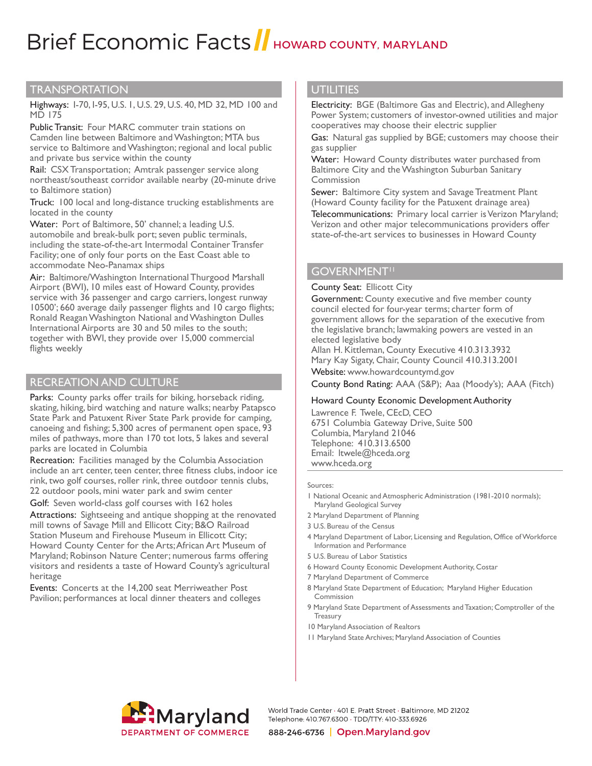# Brief Economic Facts // HOWARD COUNTY, MARYLAND

## TRANSPORTATION

**Highways:** I-70, I-95, U.S. 1, U.S. 29, U.S. 40, MD 32, MD 100 and MD 175

**Public Transit:** Four MARC commuter train stations on Camden line between Baltimore and Washington; MTA bus service to Baltimore and Washington; regional and local public and private bus service within the county

**Rail:** CSX Transportation; Amtrak passenger service along northeast/southeast corridor available nearby (20-minute drive to Baltimore station)

**Truck:** 100 local and long-distance trucking establishments are located in the county

**Water:** Port of Baltimore, 50' channel; a leading U.S. automobile and break-bulk port; seven public terminals, including the state-of-the-art Intermodal Container Transfer Facility; one of only four ports on the East Coast able to accommodate Neo-Panamax ships

**Air:** Baltimore/Washington International Thurgood Marshall Airport (BWI), 10 miles east of Howard County, provides service with 36 passenger and cargo carriers, longest runway 10500'; 660 average daily passenger flights and 10 cargo flights; Ronald Reagan Washington National and Washington Dulles International Airports are 30 and 50 miles to the south; together with BWI, they provide over 15,000 commercial flights weekly

## RECREATION AND CULTURE

**Parks:** County parks offer trails for biking, horseback riding, skating, hiking, bird watching and nature walks; nearby Patapsco State Park and Patuxent River State Park provide for camping, canoeing and fishing; 5,300 acres of permanent open space, 93 miles of pathways, more than 170 tot lots, 5 lakes and several parks are located in Columbia

**Recreation:** Facilities managed by the Columbia Association include an art center, teen center, three fitness clubs, indoor ice rink, two golf courses, roller rink, three outdoor tennis clubs, 22 outdoor pools, mini water park and swim center

**Golf:** Seven world-class golf courses with 162 holes

**Attractions:** Sightseeing and antique shopping at the renovated mill towns of Savage Mill and Ellicott City; B&O Railroad Station Museum and Firehouse Museum in Ellicott City; Howard County Center for the Arts; African Art Museum of Maryland; Robinson Nature Center; numerous farms offering visitors and residents a taste of Howard County's agricultural heritage

**Events:** Concerts at the 14,200 seat Merriweather Post Pavilion; performances at local dinner theaters and colleges

## UTILITIES

**Electricity:** BGE (Baltimore Gas and Electric), and Allegheny Power System; customers of investor-owned utilities and major cooperatives may choose their electric supplier

**Gas:** Natural gas supplied by BGE; customers may choose their gas supplier

**Water:** Howard County distributes water purchased from Baltimore City and the Washington Suburban Sanitary Commission

**Sewer:** Baltimore City system and Savage Treatment Plant (Howard County facility for the Patuxent drainage area)

**Telecommunications:** Primary local carrier is Verizon Maryland; Verizon and other major telecommunications providers offer state-of-the-art services to businesses in Howard County

## GOVERNMENT[11]

**County Seat:** Ellicott City

**Government:** County executive and five member county council elected for four-year terms; charter form of government allows for the separation of the executive from the legislative branch; lawmaking powers are vested in an elected legislative body

Allan H. Kittleman, County Executive 410.313.3932
Mary Kay Sigaty, Chair, County Council 410.313.2001

**Website:** www.howardcountymd.gov

**County Bond Rating:** AAA (S&P); Aaa (Moody's); AAA (Fitch)

**Howard County Economic Development Authority**

Lawrence F. Twele, CEcD, CEO
6751 Columbia Gateway Drive, Suite 500
Columbia, Maryland 21046
Telephone: 410.313.6500
Email: ltwele@hceda.org
www.hceda.org

Sources:

1 National Oceanic and Atmospheric Administration (1981-2010 normals); Maryland Geological Survey
2 Maryland Department of Planning
3 U.S. Bureau of the Census
4 Maryland Department of Labor, Licensing and Regulation, Office of Workforce Information and Performance
5 U.S. Bureau of Labor Statistics
6 Howard County Economic Development Authority, Costar
7 Maryland Department of Commerce
8 Maryland State Department of Education; Maryland Higher Education Commission
9 Maryland State Department of Assessments and Taxation; Comptroller of the Treasury
10 Maryland Association of Realtors
11 Maryland State Archives; Maryland Association of Counties

Maryland DEPARTMENT OF COMMERCE

World Trade Center · 401 E. Pratt Street · Baltimore, MD 21202
Telephone: 410.767.6300 · TDD/TTY: 410-333.6926

888-246-6736 | Open.Maryland.gov